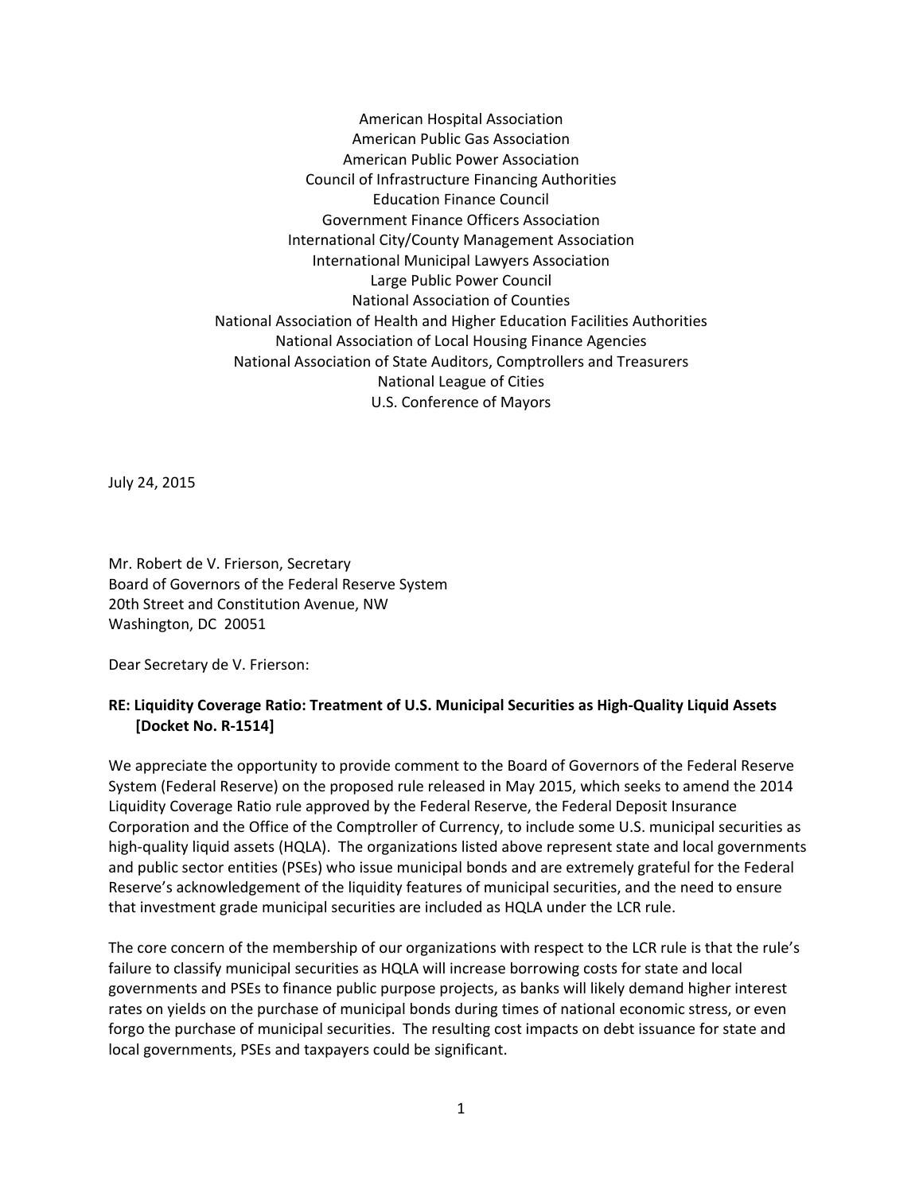American Hospital Association
American Public Gas Association
American Public Power Association
Council of Infrastructure Financing Authorities
Education Finance Council
Government Finance Officers Association
International City/County Management Association
International Municipal Lawyers Association
Large Public Power Council
National Association of Counties
National Association of Health and Higher Education Facilities Authorities
National Association of Local Housing Finance Agencies
National Association of State Auditors, Comptrollers and Treasurers
National League of Cities
U.S. Conference of Mayors

July 24, 2015

Mr. Robert de V. Frierson, Secretary
Board of Governors of the Federal Reserve System
20th Street and Constitution Avenue, NW
Washington, DC 20051

Dear Secretary de V. Frierson:

**RE: Liquidity Coverage Ratio: Treatment of U.S. Municipal Securities as High-Quality Liquid Assets [Docket No. R-1514]**

We appreciate the opportunity to provide comment to the Board of Governors of the Federal Reserve System (Federal Reserve) on the proposed rule released in May 2015, which seeks to amend the 2014 Liquidity Coverage Ratio rule approved by the Federal Reserve, the Federal Deposit Insurance Corporation and the Office of the Comptroller of Currency, to include some U.S. municipal securities as high-quality liquid assets (HQLA). The organizations listed above represent state and local governments and public sector entities (PSEs) who issue municipal bonds and are extremely grateful for the Federal Reserve's acknowledgement of the liquidity features of municipal securities, and the need to ensure that investment grade municipal securities are included as HQLA under the LCR rule.

The core concern of the membership of our organizations with respect to the LCR rule is that the rule's failure to classify municipal securities as HQLA will increase borrowing costs for state and local governments and PSEs to finance public purpose projects, as banks will likely demand higher interest rates on yields on the purchase of municipal bonds during times of national economic stress, or even forgo the purchase of municipal securities. The resulting cost impacts on debt issuance for state and local governments, PSEs and taxpayers could be significant.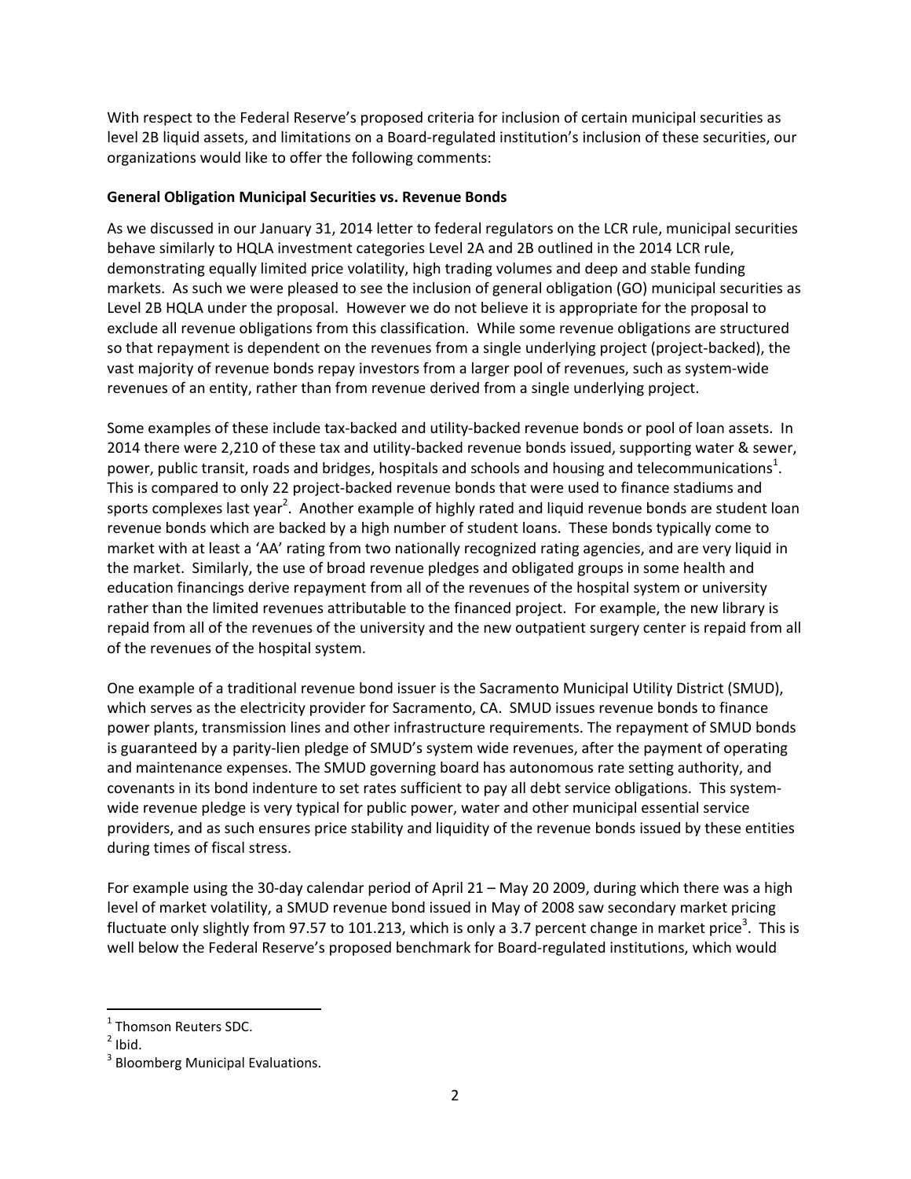With respect to the Federal Reserve's proposed criteria for inclusion of certain municipal securities as level 2B liquid assets, and limitations on a Board-regulated institution's inclusion of these securities, our organizations would like to offer the following comments:

**General Obligation Municipal Securities vs. Revenue Bonds**

As we discussed in our January 31, 2014 letter to federal regulators on the LCR rule, municipal securities behave similarly to HQLA investment categories Level 2A and 2B outlined in the 2014 LCR rule, demonstrating equally limited price volatility, high trading volumes and deep and stable funding markets. As such we were pleased to see the inclusion of general obligation (GO) municipal securities as Level 2B HQLA under the proposal. However we do not believe it is appropriate for the proposal to exclude all revenue obligations from this classification. While some revenue obligations are structured so that repayment is dependent on the revenues from a single underlying project (project-backed), the vast majority of revenue bonds repay investors from a larger pool of revenues, such as system-wide revenues of an entity, rather than from revenue derived from a single underlying project.

Some examples of these include tax-backed and utility-backed revenue bonds or pool of loan assets. In 2014 there were 2,210 of these tax and utility-backed revenue bonds issued, supporting water & sewer, power, public transit, roads and bridges, hospitals and schools and housing and telecommunications[1]. This is compared to only 22 project-backed revenue bonds that were used to finance stadiums and sports complexes last year[2]. Another example of highly rated and liquid revenue bonds are student loan revenue bonds which are backed by a high number of student loans. These bonds typically come to market with at least a 'AA' rating from two nationally recognized rating agencies, and are very liquid in the market. Similarly, the use of broad revenue pledges and obligated groups in some health and education financings derive repayment from all of the revenues of the hospital system or university rather than the limited revenues attributable to the financed project. For example, the new library is repaid from all of the revenues of the university and the new outpatient surgery center is repaid from all of the revenues of the hospital system.

One example of a traditional revenue bond issuer is the Sacramento Municipal Utility District (SMUD), which serves as the electricity provider for Sacramento, CA. SMUD issues revenue bonds to finance power plants, transmission lines and other infrastructure requirements. The repayment of SMUD bonds is guaranteed by a parity-lien pledge of SMUD's system wide revenues, after the payment of operating and maintenance expenses. The SMUD governing board has autonomous rate setting authority, and covenants in its bond indenture to set rates sufficient to pay all debt service obligations. This system-wide revenue pledge is very typical for public power, water and other municipal essential service providers, and as such ensures price stability and liquidity of the revenue bonds issued by these entities during times of fiscal stress.

For example using the 30-day calendar period of April 21 – May 20 2009, during which there was a high level of market volatility, a SMUD revenue bond issued in May of 2008 saw secondary market pricing fluctuate only slightly from 97.57 to 101.213, which is only a 3.7 percent change in market price[3]. This is well below the Federal Reserve's proposed benchmark for Board-regulated institutions, which would

[1] Thomson Reuters SDC.

[2] Ibid.

[3] Bloomberg Municipal Evaluations.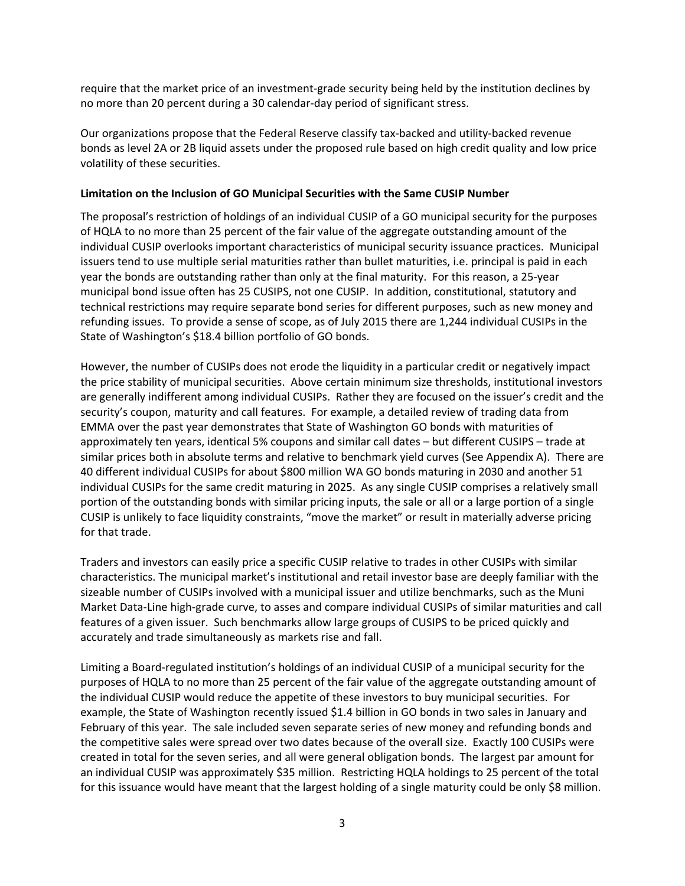require that the market price of an investment-grade security being held by the institution declines by no more than 20 percent during a 30 calendar-day period of significant stress.

Our organizations propose that the Federal Reserve classify tax-backed and utility-backed revenue bonds as level 2A or 2B liquid assets under the proposed rule based on high credit quality and low price volatility of these securities.

**Limitation on the Inclusion of GO Municipal Securities with the Same CUSIP Number**

The proposal's restriction of holdings of an individual CUSIP of a GO municipal security for the purposes of HQLA to no more than 25 percent of the fair value of the aggregate outstanding amount of the individual CUSIP overlooks important characteristics of municipal security issuance practices. Municipal issuers tend to use multiple serial maturities rather than bullet maturities, i.e. principal is paid in each year the bonds are outstanding rather than only at the final maturity. For this reason, a 25-year municipal bond issue often has 25 CUSIPS, not one CUSIP. In addition, constitutional, statutory and technical restrictions may require separate bond series for different purposes, such as new money and refunding issues. To provide a sense of scope, as of July 2015 there are 1,244 individual CUSIPs in the State of Washington's $18.4 billion portfolio of GO bonds.

However, the number of CUSIPs does not erode the liquidity in a particular credit or negatively impact the price stability of municipal securities. Above certain minimum size thresholds, institutional investors are generally indifferent among individual CUSIPs. Rather they are focused on the issuer's credit and the security's coupon, maturity and call features. For example, a detailed review of trading data from EMMA over the past year demonstrates that State of Washington GO bonds with maturities of approximately ten years, identical 5% coupons and similar call dates – but different CUSIPS – trade at similar prices both in absolute terms and relative to benchmark yield curves (See Appendix A). There are 40 different individual CUSIPs for about $800 million WA GO bonds maturing in 2030 and another 51 individual CUSIPs for the same credit maturing in 2025. As any single CUSIP comprises a relatively small portion of the outstanding bonds with similar pricing inputs, the sale or all or a large portion of a single CUSIP is unlikely to face liquidity constraints, "move the market" or result in materially adverse pricing for that trade.

Traders and investors can easily price a specific CUSIP relative to trades in other CUSIPs with similar characteristics. The municipal market's institutional and retail investor base are deeply familiar with the sizeable number of CUSIPs involved with a municipal issuer and utilize benchmarks, such as the Muni Market Data-Line high-grade curve, to asses and compare individual CUSIPs of similar maturities and call features of a given issuer. Such benchmarks allow large groups of CUSIPS to be priced quickly and accurately and trade simultaneously as markets rise and fall.

Limiting a Board-regulated institution's holdings of an individual CUSIP of a municipal security for the purposes of HQLA to no more than 25 percent of the fair value of the aggregate outstanding amount of the individual CUSIP would reduce the appetite of these investors to buy municipal securities. For example, the State of Washington recently issued $1.4 billion in GO bonds in two sales in January and February of this year. The sale included seven separate series of new money and refunding bonds and the competitive sales were spread over two dates because of the overall size. Exactly 100 CUSIPs were created in total for the seven series, and all were general obligation bonds. The largest par amount for an individual CUSIP was approximately $35 million. Restricting HQLA holdings to 25 percent of the total for this issuance would have meant that the largest holding of a single maturity could be only $8 million.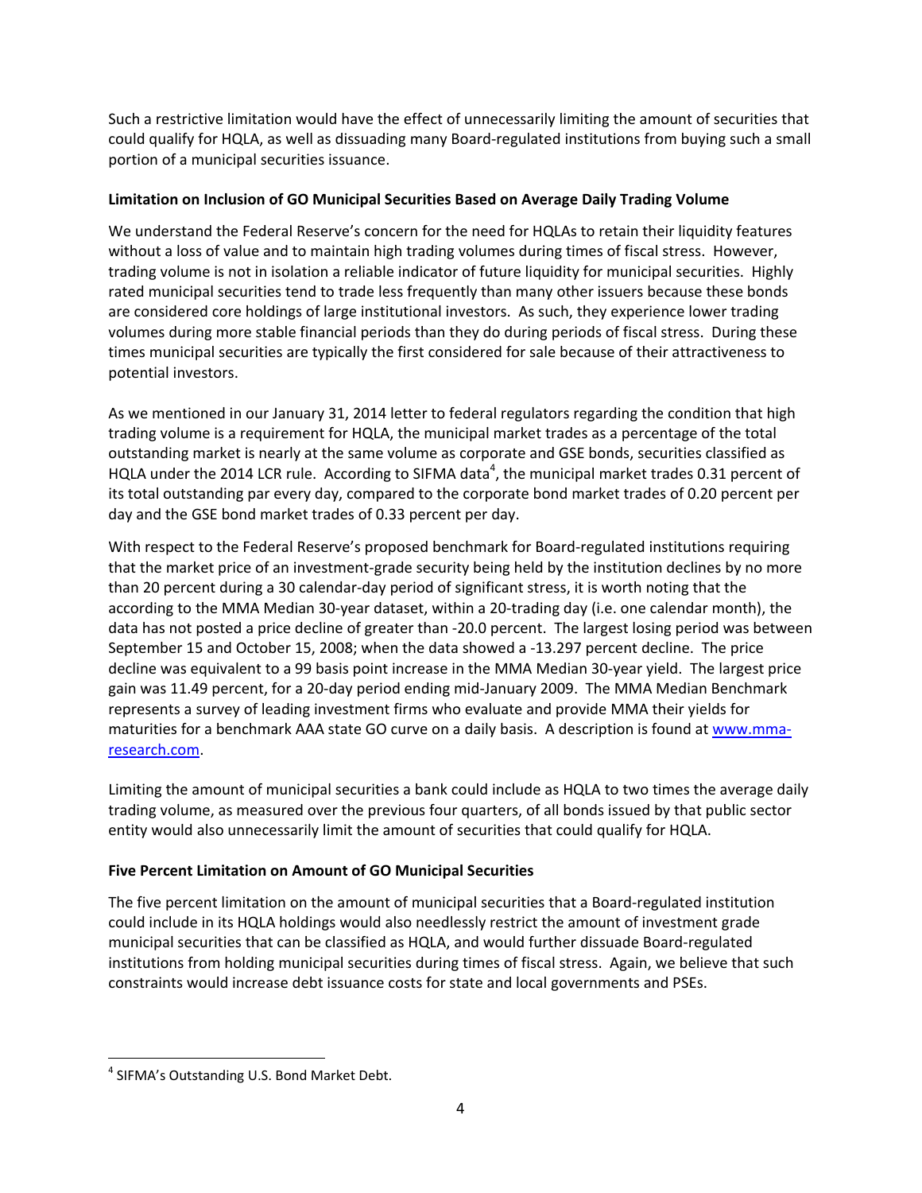Such a restrictive limitation would have the effect of unnecessarily limiting the amount of securities that could qualify for HQLA, as well as dissuading many Board-regulated institutions from buying such a small portion of a municipal securities issuance.

**Limitation on Inclusion of GO Municipal Securities Based on Average Daily Trading Volume**

We understand the Federal Reserve's concern for the need for HQLAs to retain their liquidity features without a loss of value and to maintain high trading volumes during times of fiscal stress. However, trading volume is not in isolation a reliable indicator of future liquidity for municipal securities. Highly rated municipal securities tend to trade less frequently than many other issuers because these bonds are considered core holdings of large institutional investors. As such, they experience lower trading volumes during more stable financial periods than they do during periods of fiscal stress. During these times municipal securities are typically the first considered for sale because of their attractiveness to potential investors.

As we mentioned in our January 31, 2014 letter to federal regulators regarding the condition that high trading volume is a requirement for HQLA, the municipal market trades as a percentage of the total outstanding market is nearly at the same volume as corporate and GSE bonds, securities classified as HQLA under the 2014 LCR rule. According to SIFMA data[4], the municipal market trades 0.31 percent of its total outstanding par every day, compared to the corporate bond market trades of 0.20 percent per day and the GSE bond market trades of 0.33 percent per day.

With respect to the Federal Reserve's proposed benchmark for Board-regulated institutions requiring that the market price of an investment-grade security being held by the institution declines by no more than 20 percent during a 30 calendar-day period of significant stress, it is worth noting that the according to the MMA Median 30-year dataset, within a 20-trading day (i.e. one calendar month), the data has not posted a price decline of greater than -20.0 percent. The largest losing period was between September 15 and October 15, 2008; when the data showed a -13.297 percent decline. The price decline was equivalent to a 99 basis point increase in the MMA Median 30-year yield. The largest price gain was 11.49 percent, for a 20-day period ending mid-January 2009. The MMA Median Benchmark represents a survey of leading investment firms who evaluate and provide MMA their yields for maturities for a benchmark AAA state GO curve on a daily basis. A description is found at www.mma-research.com.

Limiting the amount of municipal securities a bank could include as HQLA to two times the average daily trading volume, as measured over the previous four quarters, of all bonds issued by that public sector entity would also unnecessarily limit the amount of securities that could qualify for HQLA.

**Five Percent Limitation on Amount of GO Municipal Securities**

The five percent limitation on the amount of municipal securities that a Board-regulated institution could include in its HQLA holdings would also needlessly restrict the amount of investment grade municipal securities that can be classified as HQLA, and would further dissuade Board-regulated institutions from holding municipal securities during times of fiscal stress. Again, we believe that such constraints would increase debt issuance costs for state and local governments and PSEs.

[4] SIFMA's Outstanding U.S. Bond Market Debt.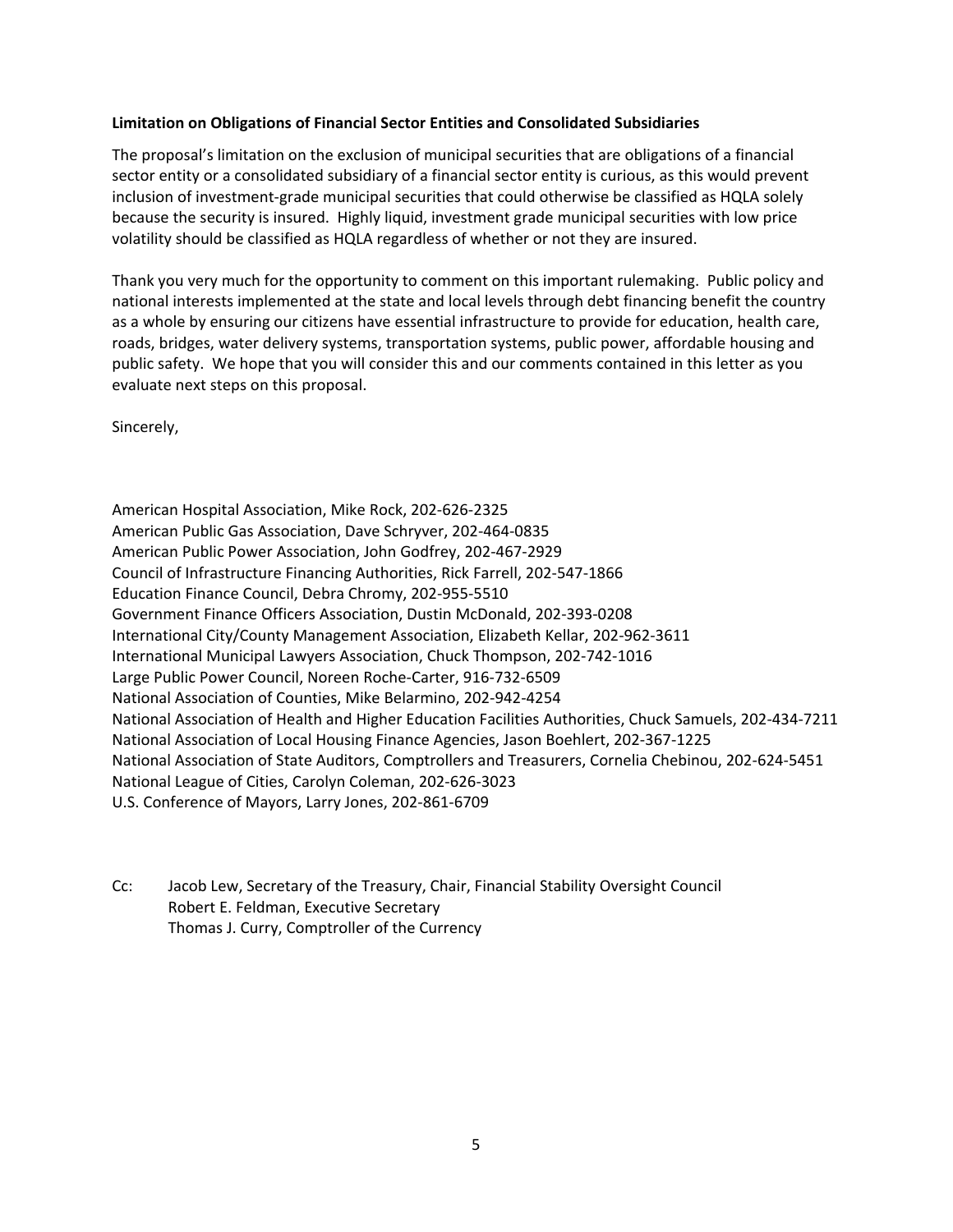**Limitation on Obligations of Financial Sector Entities and Consolidated Subsidiaries**

The proposal's limitation on the exclusion of municipal securities that are obligations of a financial sector entity or a consolidated subsidiary of a financial sector entity is curious, as this would prevent inclusion of investment-grade municipal securities that could otherwise be classified as HQLA solely because the security is insured. Highly liquid, investment grade municipal securities with low price volatility should be classified as HQLA regardless of whether or not they are insured.

Thank you very much for the opportunity to comment on this important rulemaking. Public policy and national interests implemented at the state and local levels through debt financing benefit the country as a whole by ensuring our citizens have essential infrastructure to provide for education, health care, roads, bridges, water delivery systems, transportation systems, public power, affordable housing and public safety. We hope that you will consider this and our comments contained in this letter as you evaluate next steps on this proposal.

Sincerely,

American Hospital Association, Mike Rock, 202-626-2325
American Public Gas Association, Dave Schryver, 202-464-0835
American Public Power Association, John Godfrey, 202-467-2929
Council of Infrastructure Financing Authorities, Rick Farrell, 202-547-1866
Education Finance Council, Debra Chromy, 202-955-5510
Government Finance Officers Association, Dustin McDonald, 202-393-0208
International City/County Management Association, Elizabeth Kellar, 202-962-3611
International Municipal Lawyers Association, Chuck Thompson, 202-742-1016
Large Public Power Council, Noreen Roche-Carter, 916-732-6509
National Association of Counties, Mike Belarmino, 202-942-4254
National Association of Health and Higher Education Facilities Authorities, Chuck Samuels, 202-434-7211
National Association of Local Housing Finance Agencies, Jason Boehlert, 202-367-1225
National Association of State Auditors, Comptrollers and Treasurers, Cornelia Chebinou, 202-624-5451
National League of Cities, Carolyn Coleman, 202-626-3023
U.S. Conference of Mayors, Larry Jones, 202-861-6709

Cc: Jacob Lew, Secretary of the Treasury, Chair, Financial Stability Oversight Council
Robert E. Feldman, Executive Secretary
Thomas J. Curry, Comptroller of the Currency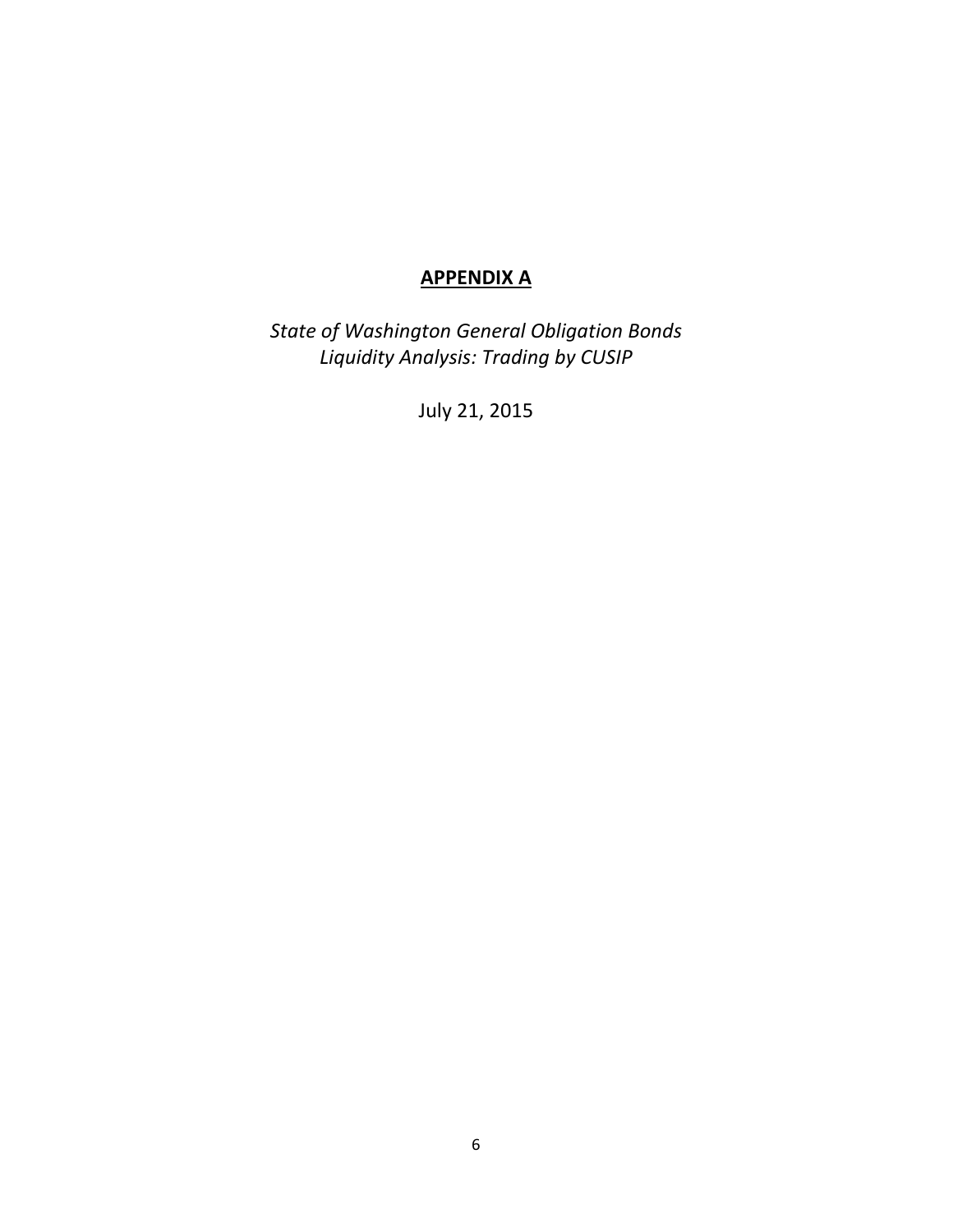# APPENDIX A

*State of Washington General Obligation Bonds*
*Liquidity Analysis: Trading by CUSIP*

July 21, 2015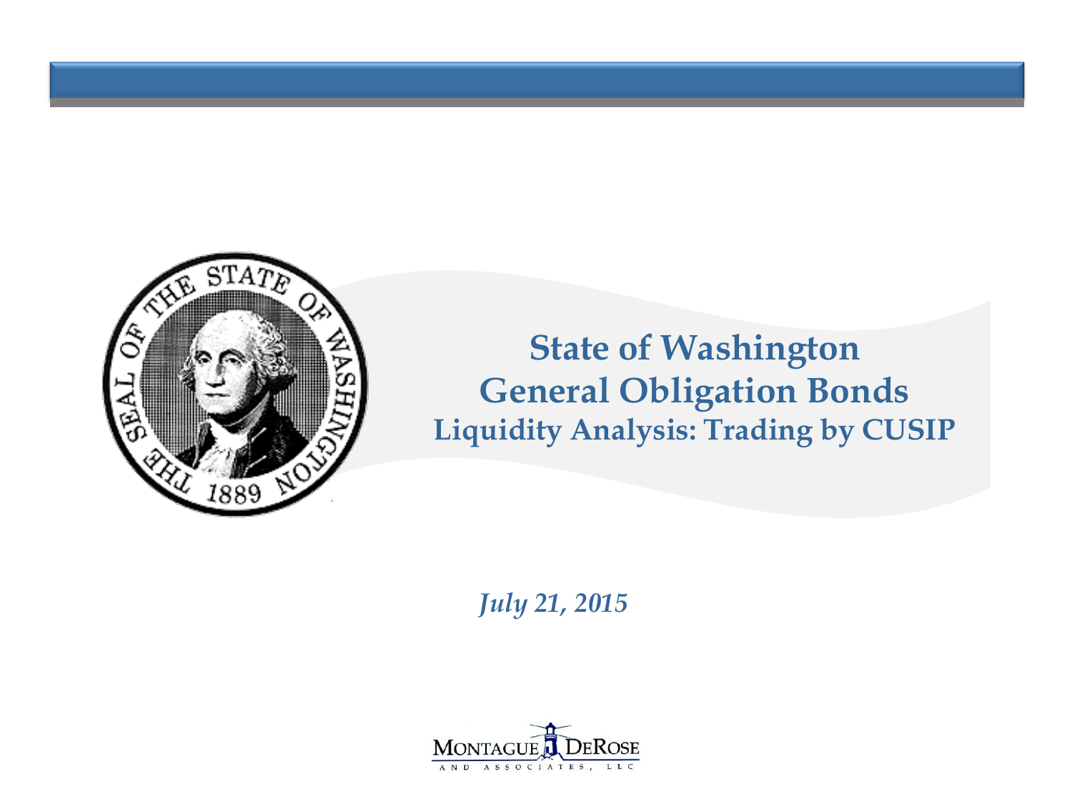# State of Washington
# General Obligation Bonds
## Liquidity Analysis: Trading by CUSIP

*July 21, 2015*

MONTAGUE DEROSE AND ASSOCIATES, LLC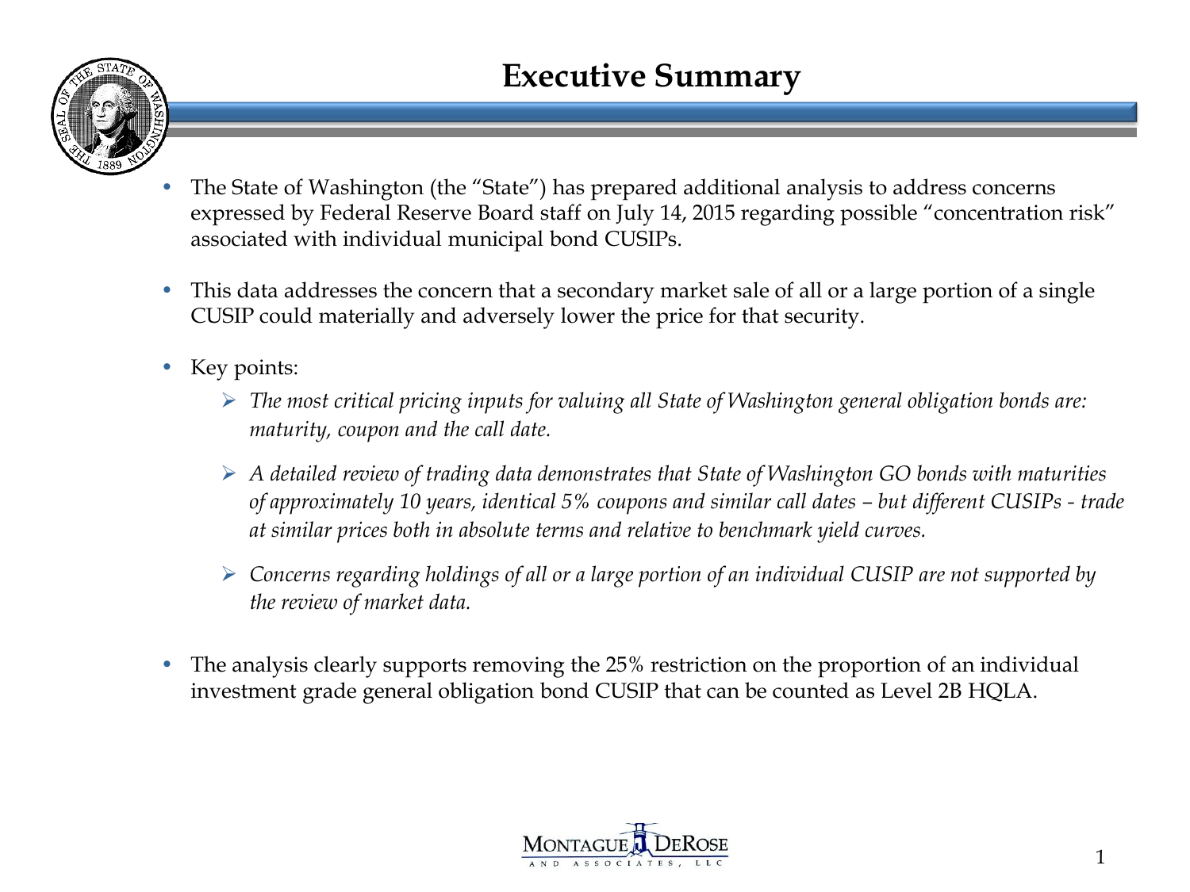# Executive Summary

- The State of Washington (the "State") has prepared additional analysis to address concerns expressed by Federal Reserve Board staff on July 14, 2015 regarding possible "concentration risk" associated with individual municipal bond CUSIPs.

- This data addresses the concern that a secondary market sale of all or a large portion of a single CUSIP could materially and adversely lower the price for that security.

- Key points:
  - *The most critical pricing inputs for valuing all State of Washington general obligation bonds are: maturity, coupon and the call date.*
  - *A detailed review of trading data demonstrates that State of Washington GO bonds with maturities of approximately 10 years, identical 5% coupons and similar call dates – but different CUSIPs - trade at similar prices both in absolute terms and relative to benchmark yield curves.*
  - *Concerns regarding holdings of all or a large portion of an individual CUSIP are not supported by the review of market data.*

- The analysis clearly supports removing the 25% restriction on the proportion of an individual investment grade general obligation bond CUSIP that can be counted as Level 2B HQLA.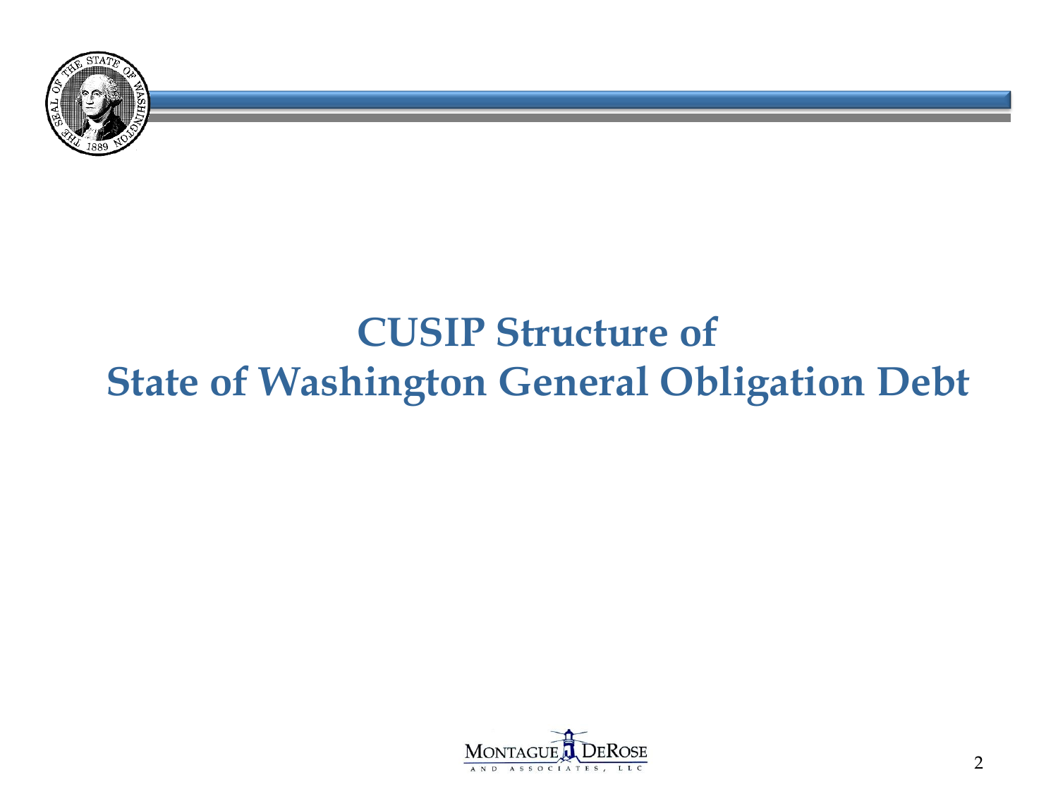# CUSIP Structure of State of Washington General Obligation Debt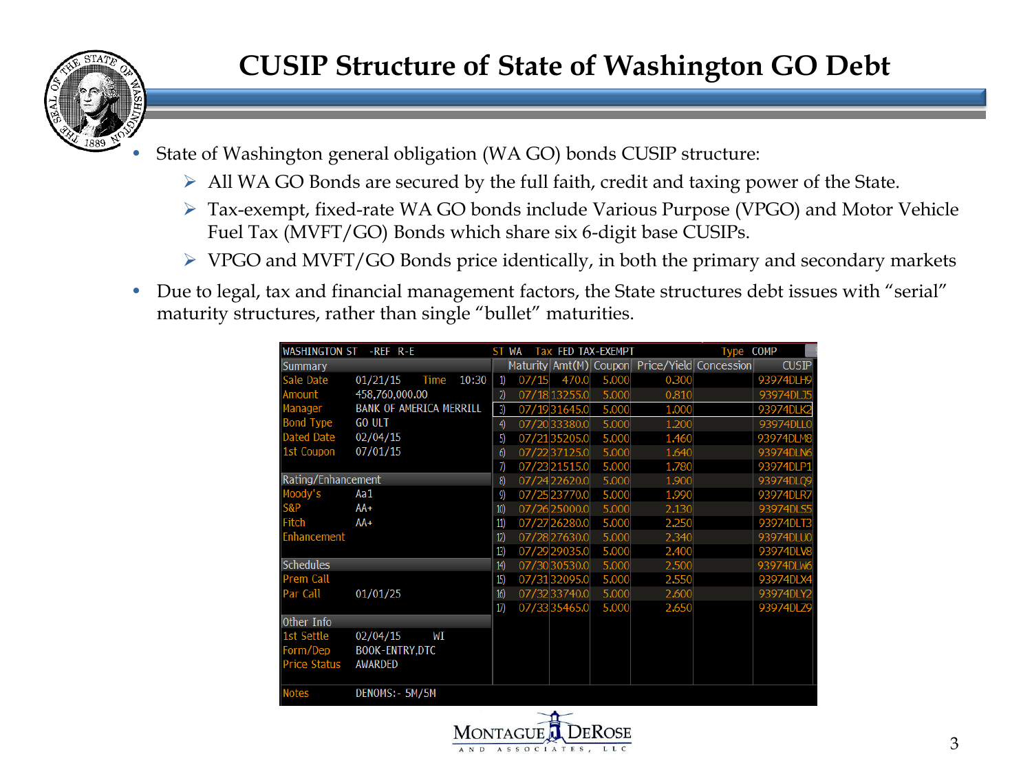# CUSIP Structure of State of Washington GO Debt

- State of Washington general obligation (WA GO) bonds CUSIP structure:
  - All WA GO Bonds are secured by the full faith, credit and taxing power of the State.
  - Tax-exempt, fixed-rate WA GO bonds include Various Purpose (VPGO) and Motor Vehicle Fuel Tax (MVFT/GO) Bonds which share six 6-digit base CUSIPs.
  - VPGO and MVFT/GO Bonds price identically, in both the primary and secondary markets
- Due to legal, tax and financial management factors, the State structures debt issues with "serial" maturity structures, rather than single "bullet" maturities.

WASHINGTON ST -REF R-E | ST WA | Tax FED TAX-EXEMPT | Type COMP

**Summary**

| | |
|---|---|
| Sale Date | 01/21/15 Time 10:30 |
| Amount | 458,760,000.00 |
| Manager | BANK OF AMERICA MERRILL |
| Bond Type | GO ULT |
| Dated Date | 02/04/15 |
| 1st Coupon | 07/01/15 |

**Rating/Enhancement**

| | |
|---|---|
| Moody's | Aa1 |
| S&P | AA+ |
| Fitch | AA+ |
| Enhancement | |

**Schedules**

| | |
|---|---|
| Prem Call | |
| Par Call | 01/01/25 |

**Other Info**

| | |
|---|---|
| 1st Settle | 02/04/15 WI |
| Form/Dep | BOOK-ENTRY,DTC |
| Price Status | AWARDED |

| | Maturity | Amt(M) | Coupon | Price/Yield | Concession | CUSIP |
|---|---|---|---|---|---|---|
| 1) | 07/15 | 470.0 | 5.000 | 0.300 | | 93974DLH9 |
| 2) | 07/18 | 13255.0 | 5.000 | 0.810 | | 93974DLJ5 |
| 3) | 07/19 | 31645.0 | 5.000 | 1.000 | | 93974DLK2 |
| 4) | 07/20 | 33380.0 | 5.000 | 1.200 | | 93974DLL0 |
| 5) | 07/21 | 35205.0 | 5.000 | 1.460 | | 93974DLM8 |
| 6) | 07/22 | 37125.0 | 5.000 | 1.640 | | 93974DLN6 |
| 7) | 07/23 | 21515.0 | 5.000 | 1.780 | | 93974DLP1 |
| 8) | 07/24 | 22620.0 | 5.000 | 1.900 | | 93974DLQ9 |
| 9) | 07/25 | 23770.0 | 5.000 | 1.990 | | 93974DLR7 |
| 10) | 07/26 | 25000.0 | 5.000 | 2.130 | | 93974DLS5 |
| 11) | 07/27 | 26280.0 | 5.000 | 2.250 | | 93974DLT3 |
| 12) | 07/28 | 27630.0 | 5.000 | 2.340 | | 93974DLU0 |
| 13) | 07/29 | 29035.0 | 5.000 | 2.400 | | 93974DLV8 |
| 14) | 07/30 | 30530.0 | 5.000 | 2.500 | | 93974DLW6 |
| 15) | 07/31 | 32095.0 | 5.000 | 2.550 | | 93974DLX4 |
| 16) | 07/32 | 33740.0 | 5.000 | 2.600 | | 93974DLY2 |
| 17) | 07/33 | 35465.0 | 5.000 | 2.650 | | 93974DLZ9 |

Notes DENOMS:- 5M/5M

MONTAGUE DEROSE AND ASSOCIATES, LLC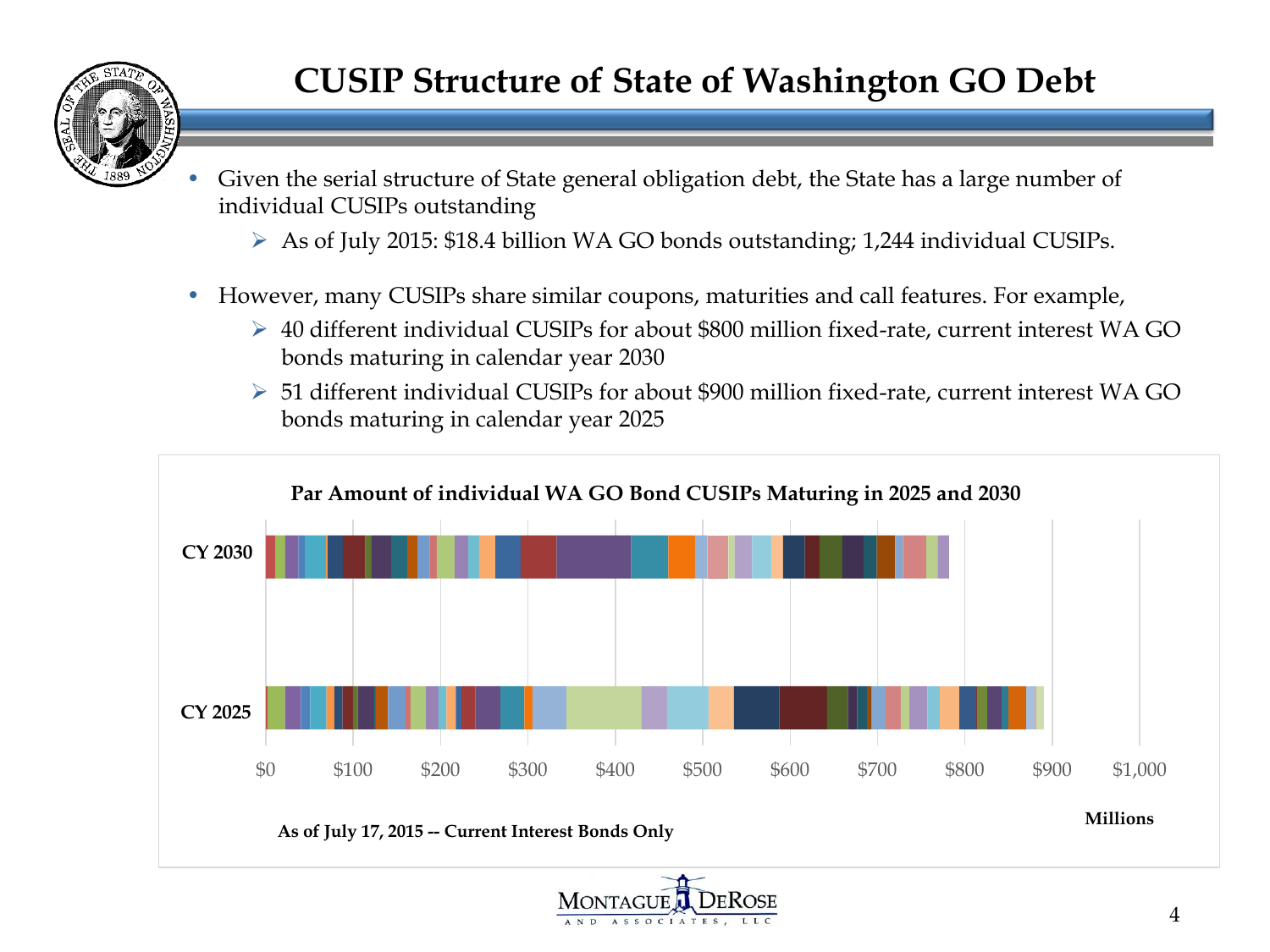# CUSIP Structure of State of Washington GO Debt

- Given the serial structure of State general obligation debt, the State has a large number of individual CUSIPs outstanding
  - As of July 2015: $18.4 billion WA GO bonds outstanding; 1,244 individual CUSIPs.
- However, many CUSIPs share similar coupons, maturities and call features. For example,
  - 40 different individual CUSIPs for about $800 million fixed-rate, current interest WA GO bonds maturing in calendar year 2030
  - 51 different individual CUSIPs for about $900 million fixed-rate, current interest WA GO bonds maturing in calendar year 2025

**Par Amount of individual WA GO Bond CUSIPs Maturing in 2025 and 2030**

CY 2030

CY 2025

$0 $100 $200 $300 $400 $500 $600 $700 $800 $900 $1,000

Millions

As of July 17, 2015 -- Current Interest Bonds Only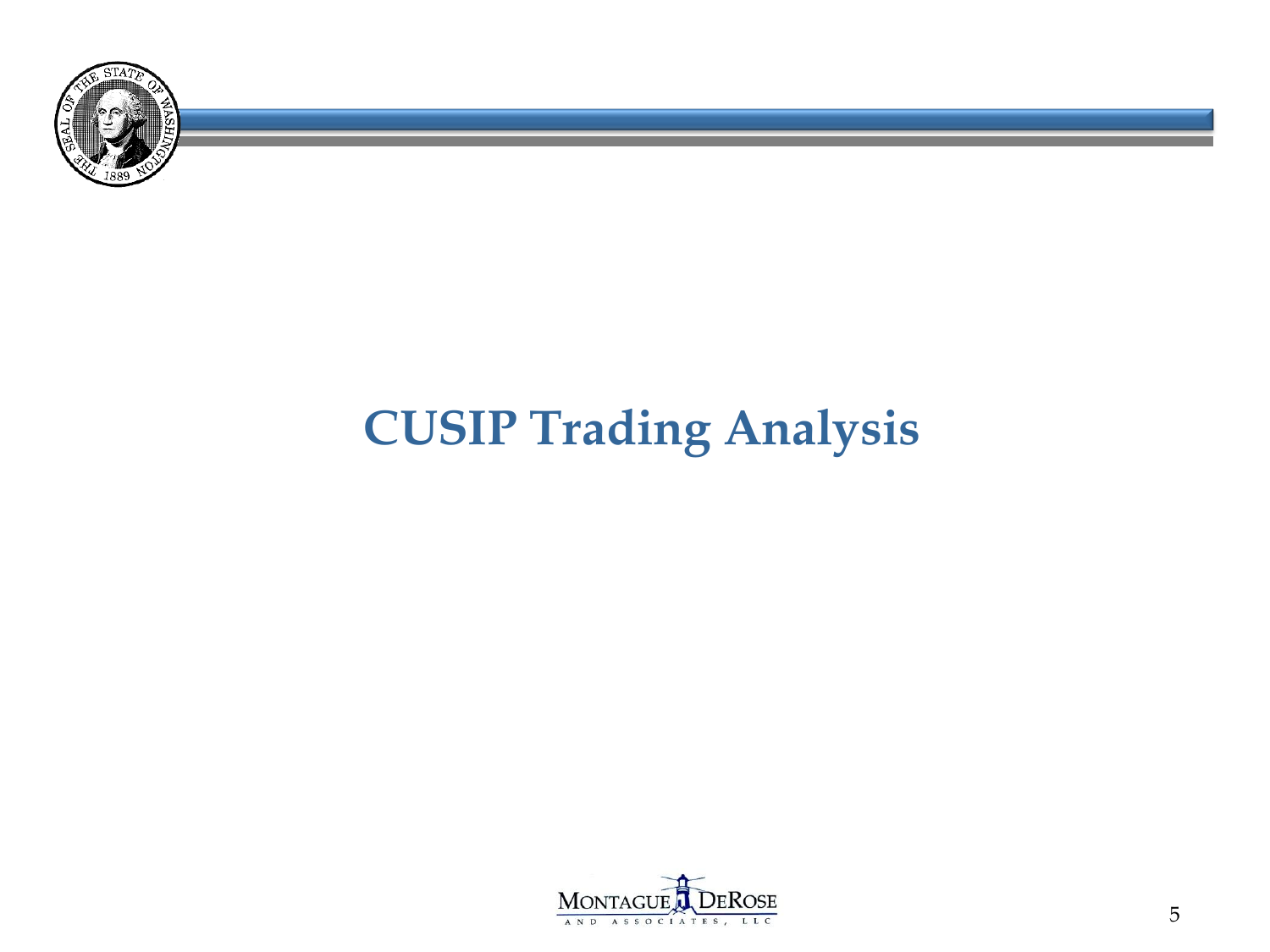# CUSIP Trading Analysis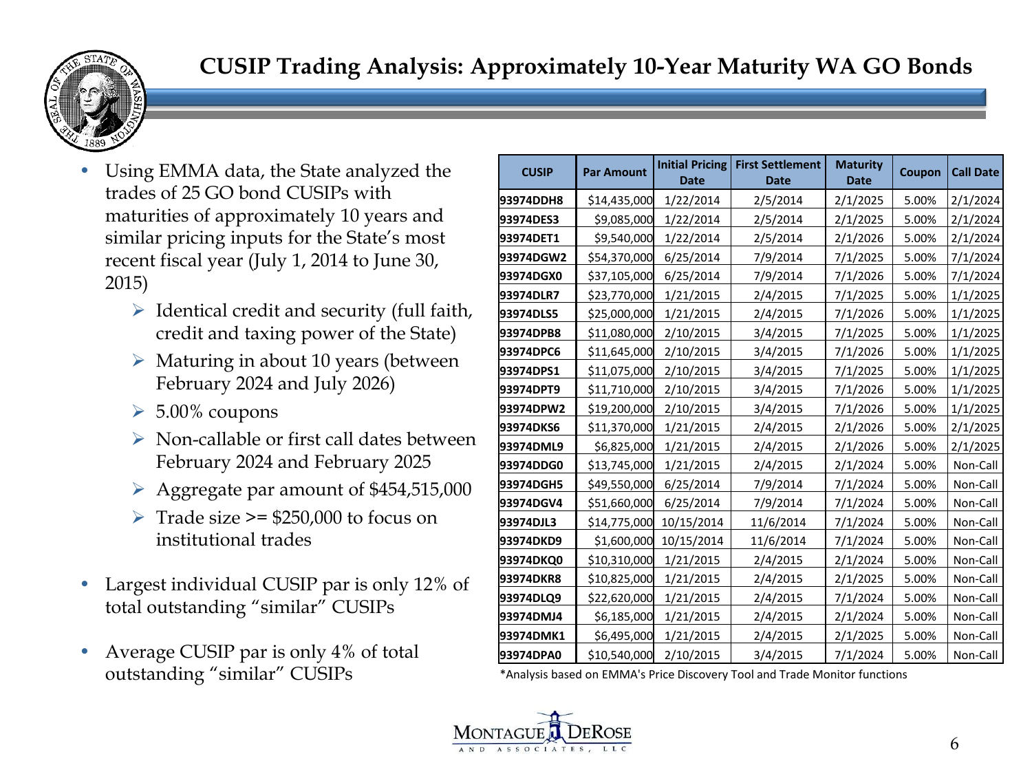# CUSIP Trading Analysis: Approximately 10-Year Maturity WA GO Bonds

- Using EMMA data, the State analyzed the trades of 25 GO bond CUSIPs with maturities of approximately 10 years and similar pricing inputs for the State's most recent fiscal year (July 1, 2014 to June 30, 2015)
  - Identical credit and security (full faith, credit and taxing power of the State)
  - Maturing in about 10 years (between February 2024 and July 2026)
  - 5.00% coupons
  - Non-callable or first call dates between February 2024 and February 2025
  - Aggregate par amount of $454,515,000
  - Trade size >= $250,000 to focus on institutional trades
- Largest individual CUSIP par is only 12% of total outstanding "similar" CUSIPs
- Average CUSIP par is only 4% of total outstanding "similar" CUSIPs

| CUSIP | Par Amount | Initial Pricing Date | First Settlement Date | Maturity Date | Coupon | Call Date |
|---|---|---|---|---|---|---|
| 93974DDH8 | $14,435,000 | 1/22/2014 | 2/5/2014 | 2/1/2025 | 5.00% | 2/1/2024 |
| 93974DES3 | $9,085,000 | 1/22/2014 | 2/5/2014 | 2/1/2025 | 5.00% | 2/1/2024 |
| 93974DET1 | $9,540,000 | 1/22/2014 | 2/5/2014 | 2/1/2026 | 5.00% | 2/1/2024 |
| 93974DGW2 | $54,370,000 | 6/25/2014 | 7/9/2014 | 7/1/2025 | 5.00% | 7/1/2024 |
| 93974DGX0 | $37,105,000 | 6/25/2014 | 7/9/2014 | 7/1/2026 | 5.00% | 7/1/2024 |
| 93974DLR7 | $23,770,000 | 1/21/2015 | 2/4/2015 | 7/1/2025 | 5.00% | 1/1/2025 |
| 93974DLS5 | $25,000,000 | 1/21/2015 | 2/4/2015 | 7/1/2026 | 5.00% | 1/1/2025 |
| 93974DPB8 | $11,080,000 | 2/10/2015 | 3/4/2015 | 7/1/2025 | 5.00% | 1/1/2025 |
| 93974DPC6 | $11,645,000 | 2/10/2015 | 3/4/2015 | 7/1/2026 | 5.00% | 1/1/2025 |
| 93974DPS1 | $11,075,000 | 2/10/2015 | 3/4/2015 | 7/1/2025 | 5.00% | 1/1/2025 |
| 93974DPT9 | $11,710,000 | 2/10/2015 | 3/4/2015 | 7/1/2026 | 5.00% | 1/1/2025 |
| 93974DPW2 | $19,200,000 | 2/10/2015 | 3/4/2015 | 7/1/2026 | 5.00% | 1/1/2025 |
| 93974DKS6 | $11,370,000 | 1/21/2015 | 2/4/2015 | 2/1/2026 | 5.00% | 2/1/2025 |
| 93974DML9 | $6,825,000 | 1/21/2015 | 2/4/2015 | 2/1/2026 | 5.00% | 2/1/2025 |
| 93974DDG0 | $13,745,000 | 1/21/2015 | 2/4/2015 | 2/1/2024 | 5.00% | Non-Call |
| 93974DGH5 | $49,550,000 | 6/25/2014 | 7/9/2014 | 7/1/2024 | 5.00% | Non-Call |
| 93974DGV4 | $51,660,000 | 6/25/2014 | 7/9/2014 | 7/1/2024 | 5.00% | Non-Call |
| 93974DJL3 | $14,775,000 | 10/15/2014 | 11/6/2014 | 7/1/2024 | 5.00% | Non-Call |
| 93974DKD9 | $1,600,000 | 10/15/2014 | 11/6/2014 | 7/1/2024 | 5.00% | Non-Call |
| 93974DKQ0 | $10,310,000 | 1/21/2015 | 2/4/2015 | 2/1/2024 | 5.00% | Non-Call |
| 93974DKR8 | $10,825,000 | 1/21/2015 | 2/4/2015 | 2/1/2025 | 5.00% | Non-Call |
| 93974DLQ9 | $22,620,000 | 1/21/2015 | 2/4/2015 | 7/1/2024 | 5.00% | Non-Call |
| 93974DMJ4 | $6,185,000 | 1/21/2015 | 2/4/2015 | 2/1/2024 | 5.00% | Non-Call |
| 93974DMK1 | $6,495,000 | 1/21/2015 | 2/4/2015 | 2/1/2025 | 5.00% | Non-Call |
| 93974DPA0 | $10,540,000 | 2/10/2015 | 3/4/2015 | 7/1/2024 | 5.00% | Non-Call |

*Analysis based on EMMA's Price Discovery Tool and Trade Monitor functions

MONTAGUE DEROSE AND ASSOCIATES, LLC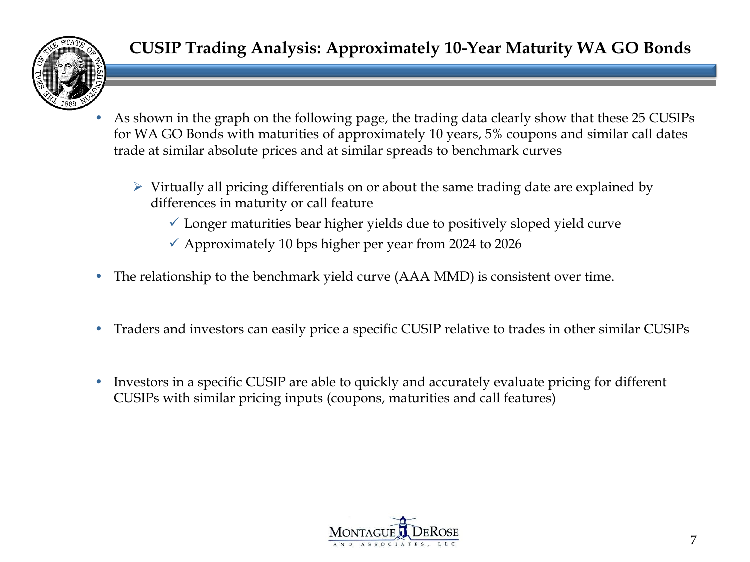## CUSIP Trading Analysis: Approximately 10-Year Maturity WA GO Bonds

- As shown in the graph on the following page, the trading data clearly show that these 25 CUSIPs for WA GO Bonds with maturities of approximately 10 years, 5% coupons and similar call dates trade at similar absolute prices and at similar spreads to benchmark curves
  - Virtually all pricing differentials on or about the same trading date are explained by differences in maturity or call feature
    - ✓ Longer maturities bear higher yields due to positively sloped yield curve
    - ✓ Approximately 10 bps higher per year from 2024 to 2026
- The relationship to the benchmark yield curve (AAA MMD) is consistent over time.
- Traders and investors can easily price a specific CUSIP relative to trades in other similar CUSIPs
- Investors in a specific CUSIP are able to quickly and accurately evaluate pricing for different CUSIPs with similar pricing inputs (coupons, maturities and call features)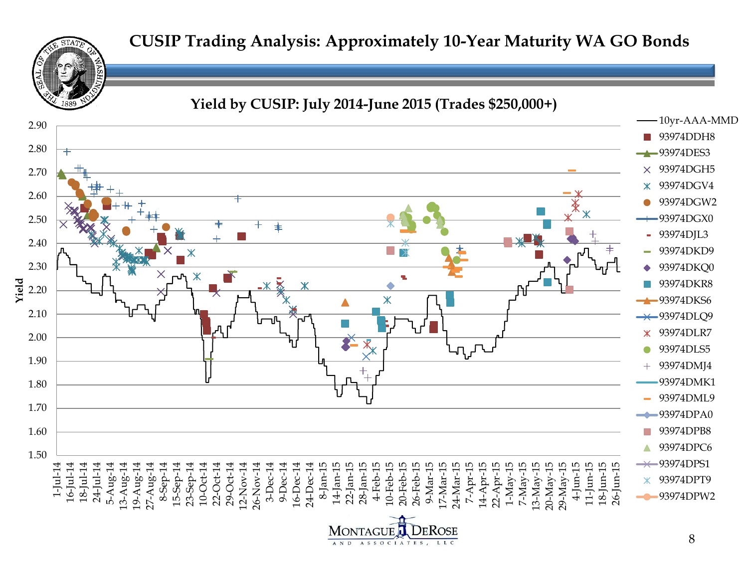# CUSIP Trading Analysis: Approximately 10-Year Maturity WA GO Bonds

## Yield by CUSIP: July 2014-June 2015 (Trades $250,000+)

Yield

2.90
2.80
2.70
2.60
2.50
2.40
2.30
2.20
2.10
2.00
1.90
1.80
1.70
1.60
1.50

1-Jul-14
16-Jul-14
18-Jul-14
24-Jul-14
5-Aug-14
13-Aug-14
19-Aug-14
27-Aug-14
8-Sep-14
15-Sep-14
23-Sep-14
10-Oct-14
22-Oct-14
29-Oct-14
12-Nov-14
26-Nov-14
3-Dec-14
9-Dec-14
16-Dec-14
24-Dec-14
8-Jan-15
14-Jan-15
22-Jan-15
28-Jan-15
4-Feb-15
10-Feb-15
20-Feb-15
26-Feb-15
9-Mar-15
17-Mar-15
24-Mar-15
7-Apr-15
14-Apr-15
22-Apr-15
1-May-15
7-May-15
13-May-15
20-May-15
29-May-15
4-Jun-15
11-Jun-15
18-Jun-15
26-Jun-15

10yr-AAA-MMD
93974DDH8
93974DES3
93974DGH5
93974DGV4
93974DGW2
93974DGX0
93974DJL3
93974DKD9
93974DKQ0
93974DKR8
93974DKS6
93974DLQ9
93974DLR7
93974DLS5
93974DMJ4
93974DMK1
93974DML9
93974DPA0
93974DPB8
93974DPC6
93974DPS1
93974DPT9
93974DPW2

Montague DeRose and Associates, LLC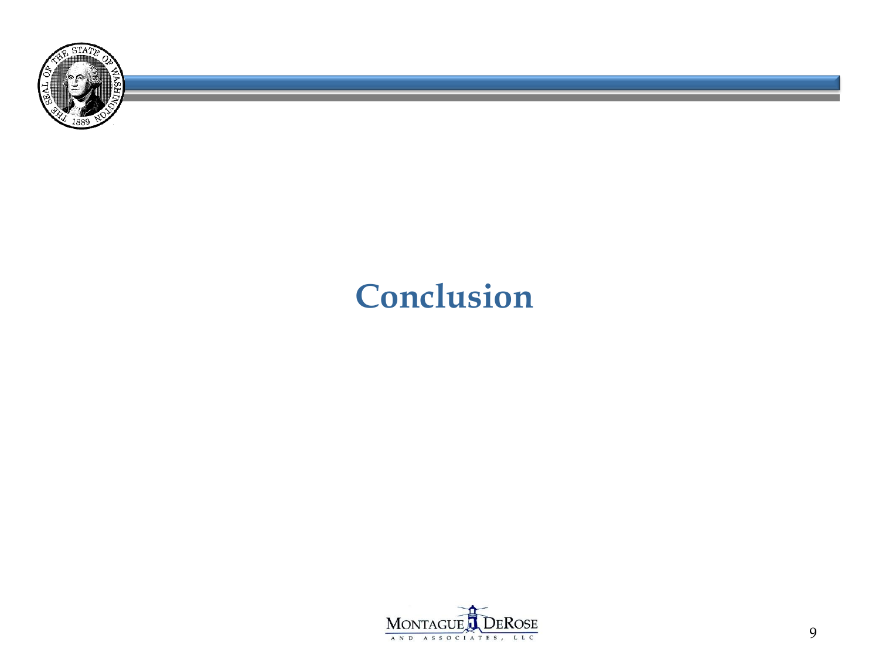# Conclusion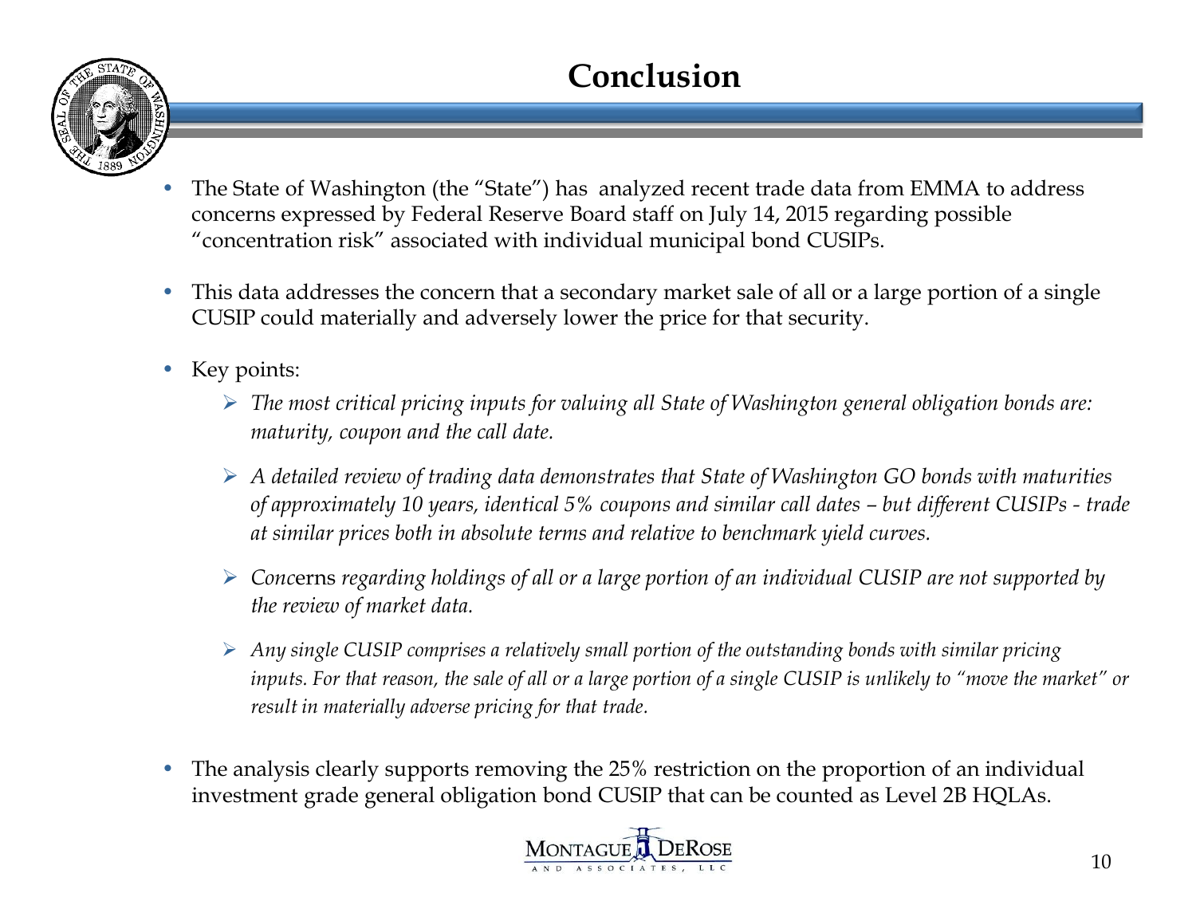# Conclusion

- The State of Washington (the "State") has analyzed recent trade data from EMMA to address concerns expressed by Federal Reserve Board staff on July 14, 2015 regarding possible "concentration risk" associated with individual municipal bond CUSIPs.

- This data addresses the concern that a secondary market sale of all or a large portion of a single CUSIP could materially and adversely lower the price for that security.

- Key points:
  - *The most critical pricing inputs for valuing all State of Washington general obligation bonds are: maturity, coupon and the call date.*
  - *A detailed review of trading data demonstrates that State of Washington GO bonds with maturities of approximately 10 years, identical 5% coupons and similar call dates – but different CUSIPs - trade at similar prices both in absolute terms and relative to benchmark yield curves.*
  - *Concerns regarding holdings of all or a large portion of an individual CUSIP are not supported by the review of market data.*
  - *Any single CUSIP comprises a relatively small portion of the outstanding bonds with similar pricing inputs. For that reason, the sale of all or a large portion of a single CUSIP is unlikely to "move the market" or result in materially adverse pricing for that trade.*

- The analysis clearly supports removing the 25% restriction on the proportion of an individual investment grade general obligation bond CUSIP that can be counted as Level 2B HQLAs.

MONTAGUE DEROSE AND ASSOCIATES, LLC